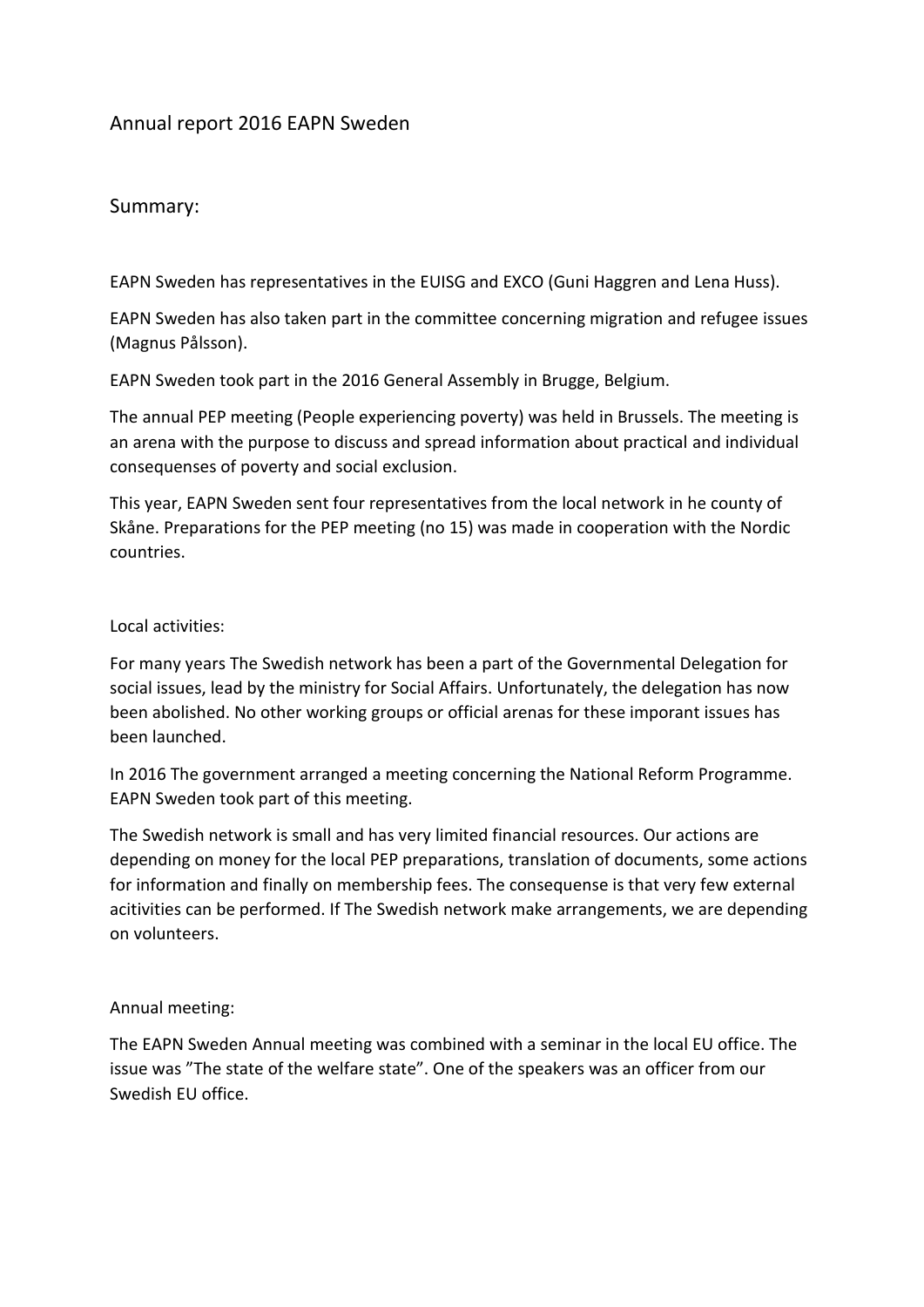# Annual report 2016 EAPN Sweden

## Summary:

EAPN Sweden has representatives in the EUISG and EXCO (Guni Haggren and Lena Huss).

EAPN Sweden has also taken part in the committee concerning migration and refugee issues (Magnus Pålsson).

EAPN Sweden took part in the 2016 General Assembly in Brugge, Belgium.

The annual PEP meeting (People experiencing poverty) was held in Brussels. The meeting is an arena with the purpose to discuss and spread information about practical and individual consequenses of poverty and social exclusion.

This year, EAPN Sweden sent four representatives from the local network in he county of Skåne. Preparations for the PEP meeting (no 15) was made in cooperation with the Nordic countries.

Local activities:

For many years The Swedish network has been a part of the Governmental Delegation for social issues, lead by the ministry for Social Affairs. Unfortunately, the delegation has now been abolished. No other working groups or official arenas for these imporant issues has been launched.

In 2016 The government arranged a meeting concerning the National Reform Programme. EAPN Sweden took part of this meeting.

The Swedish network is small and has very limited financial resources. Our actions are depending on money for the local PEP preparations, translation of documents, some actions for information and finally on membership fees. The consequense is that very few external acitivities can be performed. If The Swedish network make arrangements, we are depending on volunteers.

Annual meeting:

The EAPN Sweden Annual meeting was combined with a seminar in the local EU office. The issue was ”The state of the welfare state”. One of the speakers was an officer from our Swedish EU office.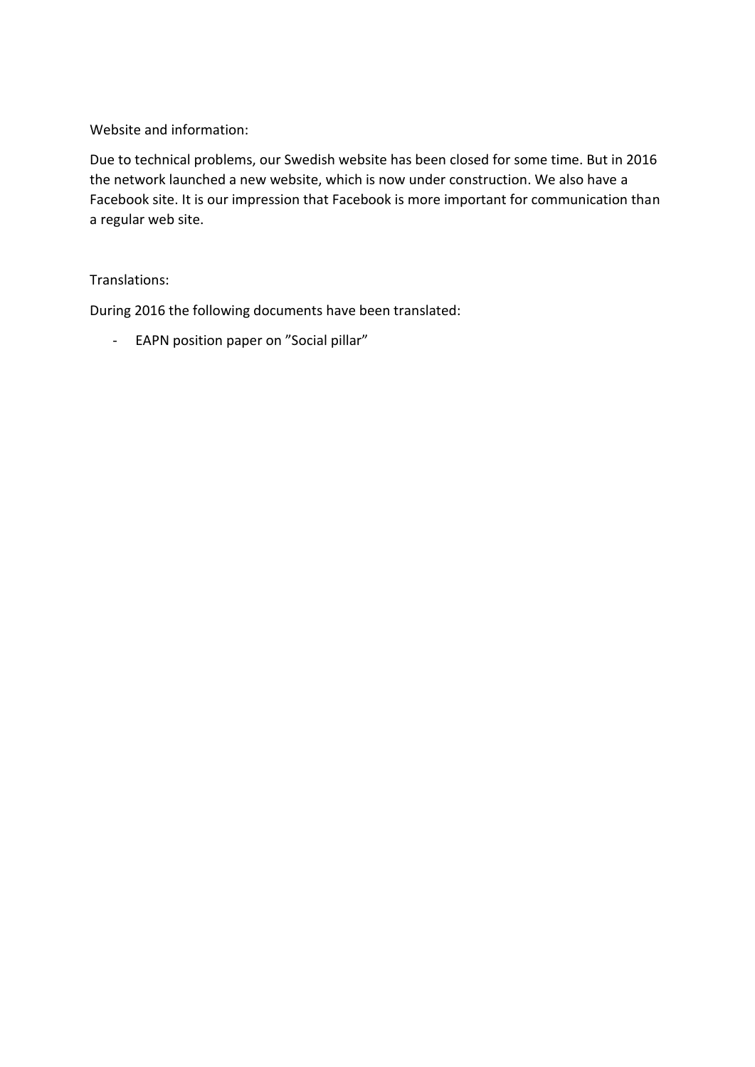Website and information:

Due to technical problems, our Swedish website has been closed for some time. But in 2016 the network launched a new website, which is now under construction. We also have a Facebook site. It is our impression that Facebook is more important for communication than a regular web site.

Translations:

During 2016 the following documents have been translated:

- EAPN position paper on ”Social pillar”